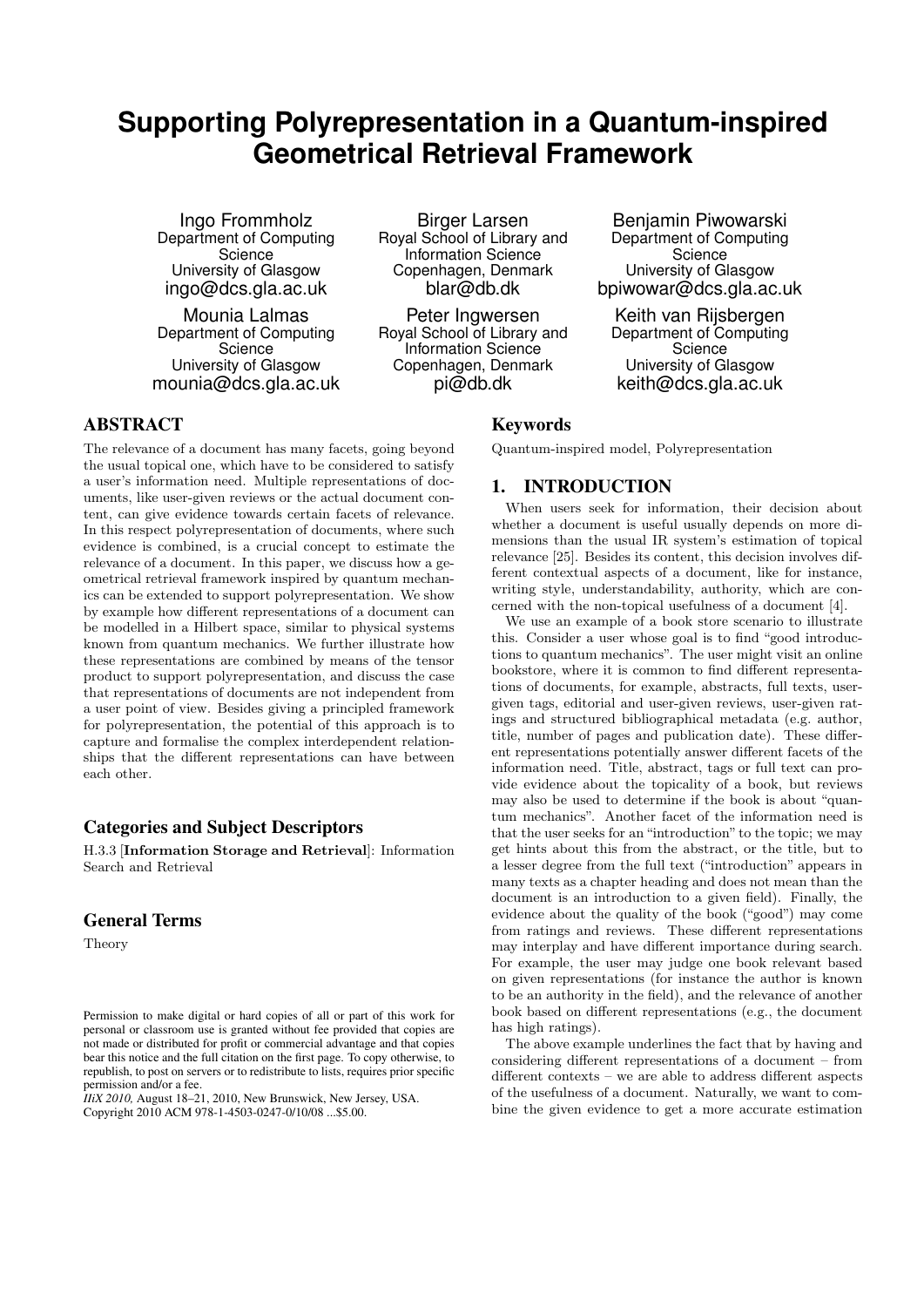# Supporting Polyrepresentation in a Quantum-inspired Geometrical Retrieval Framework

Ingo Frommholz
Department of Computing Science
University of Glasgow
ingo@dcs.gla.ac.uk

Birger Larsen
Royal School of Library and Information Science
Copenhagen, Denmark
blar@db.dk

Benjamin Piwowarski
Department of Computing Science
University of Glasgow
bpiwowar@dcs.gla.ac.uk

Mounia Lalmas
Department of Computing Science
University of Glasgow
mounia@dcs.gla.ac.uk

Peter Ingwersen
Royal School of Library and Information Science
Copenhagen, Denmark
pi@db.dk

Keith van Rijsbergen
Department of Computing Science
University of Glasgow
keith@dcs.gla.ac.uk

## ABSTRACT

The relevance of a document has many facets, going beyond the usual topical one, which have to be considered to satisfy a user's information need. Multiple representations of documents, like user-given reviews or the actual document content, can give evidence towards certain facets of relevance. In this respect polyrepresentation of documents, where such evidence is combined, is a crucial concept to estimate the relevance of a document. In this paper, we discuss how a geometrical retrieval framework inspired by quantum mechanics can be extended to support polyrepresentation. We show by example how different representations of a document can be modelled in a Hilbert space, similar to physical systems known from quantum mechanics. We further illustrate how these representations are combined by means of the tensor product to support polyrepresentation, and discuss the case that representations of documents are not independent from a user point of view. Besides giving a principled framework for polyrepresentation, the potential of this approach is to capture and formalise the complex interdependent relationships that the different representations can have between each other.

### Categories and Subject Descriptors

H.3.3 [**Information Storage and Retrieval**]: Information Search and Retrieval

### General Terms

Theory

Permission to make digital or hard copies of all or part of this work for personal or classroom use is granted without fee provided that copies are not made or distributed for profit or commercial advantage and that copies bear this notice and the full citation on the first page. To copy otherwise, to republish, to post on servers or to redistribute to lists, requires prior specific permission and/or a fee.
*IIiX 2010,* August 18–21, 2010, New Brunswick, New Jersey, USA.
Copyright 2010 ACM 978-1-4503-0247-0/10/08 ...$5.00.

### Keywords

Quantum-inspired model, Polyrepresentation

## 1. INTRODUCTION

When users seek for information, their decision about whether a document is useful usually depends on more dimensions than the usual IR system's estimation of topical relevance [25]. Besides its content, this decision involves different contextual aspects of a document, like for instance, writing style, understandability, authority, which are concerned with the non-topical usefulness of a document [4].

We use an example of a book store scenario to illustrate this. Consider a user whose goal is to find "good introductions to quantum mechanics". The user might visit an online bookstore, where it is common to find different representations of documents, for example, abstracts, full texts, user-given tags, editorial and user-given reviews, user-given ratings and structured bibliographical metadata (e.g. author, title, number of pages and publication date). These different representations potentially answer different facets of the information need. Title, abstract, tags or full text can provide evidence about the topicality of a book, but reviews may also be used to determine if the book is about "quantum mechanics". Another facet of the information need is that the user seeks for an "introduction" to the topic; we may get hints about this from the abstract, or the title, but to a lesser degree from the full text ("introduction" appears in many texts as a chapter heading and does not mean than the document is an introduction to a given field). Finally, the evidence about the quality of the book ("good") may come from ratings and reviews. These different representations may interplay and have different importance during search. For example, the user may judge one book relevant based on given representations (for instance the author is known to be an authority in the field), and the relevance of another book based on different representations (e.g., the document has high ratings).

The above example underlines the fact that by having and considering different representations of a document – from different contexts – we are able to address different aspects of the usefulness of a document. Naturally, we want to combine the given evidence to get a more accurate estimation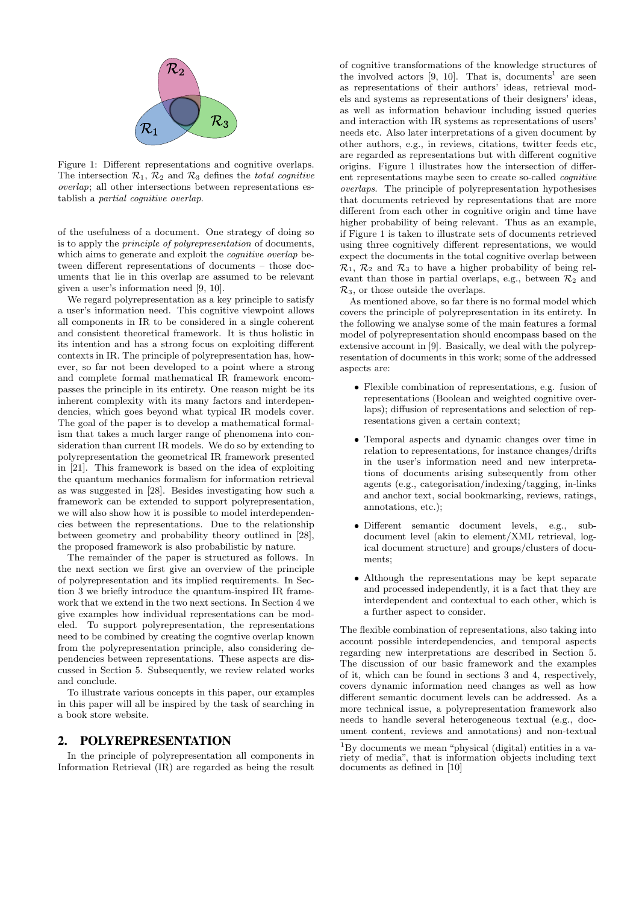Figure 1: Different representations and cognitive overlaps. The intersection $\mathcal{R}_1$, $\mathcal{R}_2$ and $\mathcal{R}_3$ defines the *total cognitive overlap*; all other intersections between representations establish a *partial cognitive overlap*.

of the usefulness of a document. One strategy of doing so is to apply the *principle of polyrepresentation* of documents, which aims to generate and exploit the *cognitive overlap* between different representations of documents – those documents that lie in this overlap are assumed to be relevant given a user's information need [9, 10].

We regard polyrepresentation as a key principle to satisfy a user's information need. This cognitive viewpoint allows all components in IR to be considered in a single coherent and consistent theoretical framework. It is thus holistic in its intention and has a strong focus on exploiting different contexts in IR. The principle of polyrepresentation has, however, so far not been developed to a point where a strong and complete formal mathematical IR framework encompasses the principle in its entirety. One reason might be its inherent complexity with its many factors and interdependencies, which goes beyond what typical IR models cover. The goal of the paper is to develop a mathematical formalism that takes a much larger range of phenomena into consideration than current IR models. We do so by extending to polyrepresentation the geometrical IR framework presented in [21]. This framework is based on the idea of exploiting the quantum mechanics formalism for information retrieval as was suggested in [28]. Besides investigating how such a framework can be extended to support polyrepresentation, we will also show how it is possible to model interdependencies between the representations. Due to the relationship between geometry and probability theory outlined in [28], the proposed framework is also probabilistic by nature.

The remainder of the paper is structured as follows. In the next section we first give an overview of the principle of polyrepresentation and its implied requirements. In Section 3 we briefly introduce the quantum-inspired IR framework that we extend in the two next sections. In Section 4 we give examples how individual representations can be modeled. To support polyrepresentation, the representations need to be combined by creating the cogntive overlap known from the polyrepresentation principle, also considering dependencies between representations. These aspects are discussed in Section 5. Subsequently, we review related works and conclude.

To illustrate various concepts in this paper, our examples in this paper will all be inspired by the task of searching in a book store website.

## 2. POLYREPRESENTATION

In the principle of polyrepresentation all components in Information Retrieval (IR) are regarded as being the result of cognitive transformations of the knowledge structures of the involved actors [9, 10]. That is, documents[1] are seen as representations of their authors' ideas, retrieval models and systems as representations of their designers' ideas, as well as information behaviour including issued queries and interaction with IR systems as representations of users' needs etc. Also later interpretations of a given document by other authors, e.g., in reviews, citations, twitter feeds etc, are regarded as representations but with different cognitive origins. Figure 1 illustrates how the intersection of different representations maybe seen to create so-called *cognitive overlaps*. The principle of polyrepresentation hypothesises that documents retrieved by representations that are more different from each other in cognitive origin and time have higher probability of being relevant. Thus as an example, if Figure 1 is taken to illustrate sets of documents retrieved using three cognitively different representations, we would expect the documents in the total cognitive overlap between $\mathcal{R}_1$, $\mathcal{R}_2$ and $\mathcal{R}_3$ to have a higher probability of being relevant than those in partial overlaps, e.g., between $\mathcal{R}_2$ and $\mathcal{R}_3$, or those outside the overlaps.

As mentioned above, so far there is no formal model which covers the principle of polyrepresentation in its entirety. In the following we analyse some of the main features a formal model of polyrepresentation should encompass based on the extensive account in [9]. Basically, we deal with the polyrepresentation of documents in this work; some of the addressed aspects are:

- Flexible combination of representations, e.g. fusion of representations (Boolean and weighted cognitive overlaps); diffusion of representations and selection of representations given a certain context;
- Temporal aspects and dynamic changes over time in relation to representations, for instance changes/drifts in the user's information need and new interpretations of documents arising subsequently from other agents (e.g., categorisation/indexing/tagging, in-links and anchor text, social bookmarking, reviews, ratings, annotations, etc.);
- Different semantic document levels, e.g., sub-document level (akin to element/XML retrieval, logical document structure) and groups/clusters of documents;
- Although the representations may be kept separate and processed independently, it is a fact that they are interdependent and contextual to each other, which is a further aspect to consider.

The flexible combination of representations, also taking into account possible interdependencies, and temporal aspects regarding new interpretations are described in Section 5. The discussion of our basic framework and the examples of it, which can be found in sections 3 and 4, respectively, covers dynamic information need changes as well as how different semantic document levels can be addressed. As a more technical issue, a polyrepresentation framework also needs to handle several heterogeneous textual (e.g., document content, reviews and annotations) and non-textual

[1] By documents we mean "physical (digital) entities in a variety of media", that is information objects including text documents as defined in [10]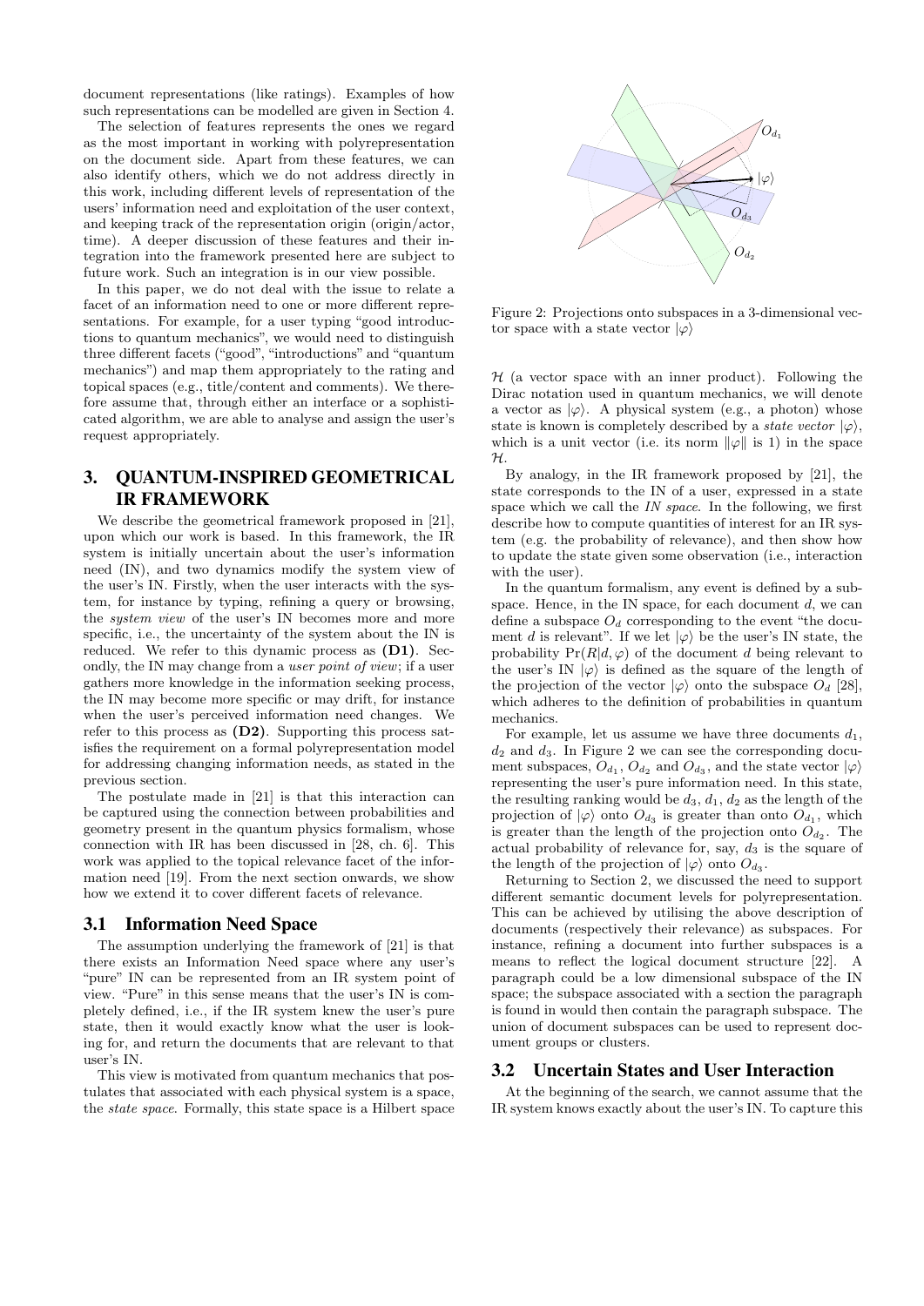document representations (like ratings). Examples of how such representations can be modelled are given in Section 4.

The selection of features represents the ones we regard as the most important in working with polyrepresentation on the document side. Apart from these features, we can also identify others, which we do not address directly in this work, including different levels of representation of the users' information need and exploitation of the user context, and keeping track of the representation origin (origin/actor, time). A deeper discussion of these features and their integration into the framework presented here are subject to future work. Such an integration is in our view possible.

In this paper, we do not deal with the issue to relate a facet of an information need to one or more different representations. For example, for a user typing "good introductions to quantum mechanics", we would need to distinguish three different facets ("good", "introductions" and "quantum mechanics") and map them appropriately to the rating and topical spaces (e.g., title/content and comments). We therefore assume that, through either an interface or a sophisticated algorithm, we are able to analyse and assign the user's request appropriately.

## 3. QUANTUM-INSPIRED GEOMETRICAL IR FRAMEWORK

We describe the geometrical framework proposed in [21], upon which our work is based. In this framework, the IR system is initially uncertain about the user's information need (IN), and two dynamics modify the system view of the user's IN. Firstly, when the user interacts with the system, for instance by typing, refining a query or browsing, the *system view* of the user's IN becomes more and more specific, i.e., the uncertainty of the system about the IN is reduced. We refer to this dynamic process as **(D1)**. Secondly, the IN may change from a *user point of view*; if a user gathers more knowledge in the information seeking process, the IN may become more specific or may drift, for instance when the user's perceived information need changes. We refer to this process as **(D2)**. Supporting this process satisfies the requirement on a formal polyrepresentation model for addressing changing information needs, as stated in the previous section.

The postulate made in [21] is that this interaction can be captured using the connection between probabilities and geometry present in the quantum physics formalism, whose connection with IR has been discussed in [28, ch. 6]. This work was applied to the topical relevance facet of the information need [19]. From the next section onwards, we show how we extend it to cover different facets of relevance.

### 3.1 Information Need Space

The assumption underlying the framework of [21] is that there exists an Information Need space where any user's "pure" IN can be represented from an IR system point of view. "Pure" in this sense means that the user's IN is completely defined, i.e., if the IR system knew the user's pure state, then it would exactly know what the user is looking for, and return the documents that are relevant to that user's IN.

This view is motivated from quantum mechanics that postulates that associated with each physical system is a space, the *state space*. Formally, this state space is a Hilbert space $\mathcal{H}$ (a vector space with an inner product). Following the Dirac notation used in quantum mechanics, we will denote a vector as $|\varphi\rangle$. A physical system (e.g., a photon) whose state is known is completely described by a *state vector* $|\varphi\rangle$, which is a unit vector (i.e. its norm $\|\varphi\|$ is 1) in the space $\mathcal{H}$.

Figure 2: Projections onto subspaces in a 3-dimensional vector space with a state vector $|\varphi\rangle$

By analogy, in the IR framework proposed by [21], the state corresponds to the IN of a user, expressed in a state space which we call the *IN space*. In the following, we first describe how to compute quantities of interest for an IR system (e.g. the probability of relevance), and then show how to update the state given some observation (i.e., interaction with the user).

In the quantum formalism, any event is defined by a subspace. Hence, in the IN space, for each document $d$, we can define a subspace $O_d$ corresponding to the event "the document $d$ is relevant". If we let $|\varphi\rangle$ be the user's IN state, the probability $\Pr(R|d,\varphi)$ of the document $d$ being relevant to the user's IN $|\varphi\rangle$ is defined as the square of the length of the projection of the vector $|\varphi\rangle$ onto the subspace $O_d$ [28], which adheres to the definition of probabilities in quantum mechanics.

For example, let us assume we have three documents $d_1$, $d_2$ and $d_3$. In Figure 2 we can see the corresponding document subspaces, $O_{d_1}$, $O_{d_2}$ and $O_{d_3}$, and the state vector $|\varphi\rangle$ representing the user's pure information need. In this state, the resulting ranking would be $d_3$, $d_1$, $d_2$ as the length of the projection of $|\varphi\rangle$ onto $O_{d_3}$ is greater than onto $O_{d_1}$, which is greater than the length of the projection onto $O_{d_2}$. The actual probability of relevance for, say, $d_3$ is the square of the length of the projection of $|\varphi\rangle$ onto $O_{d_3}$.

Returning to Section 2, we discussed the need to support different semantic document levels for polyrepresentation. This can be achieved by utilising the above description of documents (respectively their relevance) as subspaces. For instance, refining a document into further subspaces is a means to reflect the logical document structure [22]. A paragraph could be a low dimensional subspace of the IN space; the subspace associated with a section the paragraph is found in would then contain the paragraph subspace. The union of document subspaces can be used to represent document groups or clusters.

### 3.2 Uncertain States and User Interaction

At the beginning of the search, we cannot assume that the IR system knows exactly about the user's IN. To capture this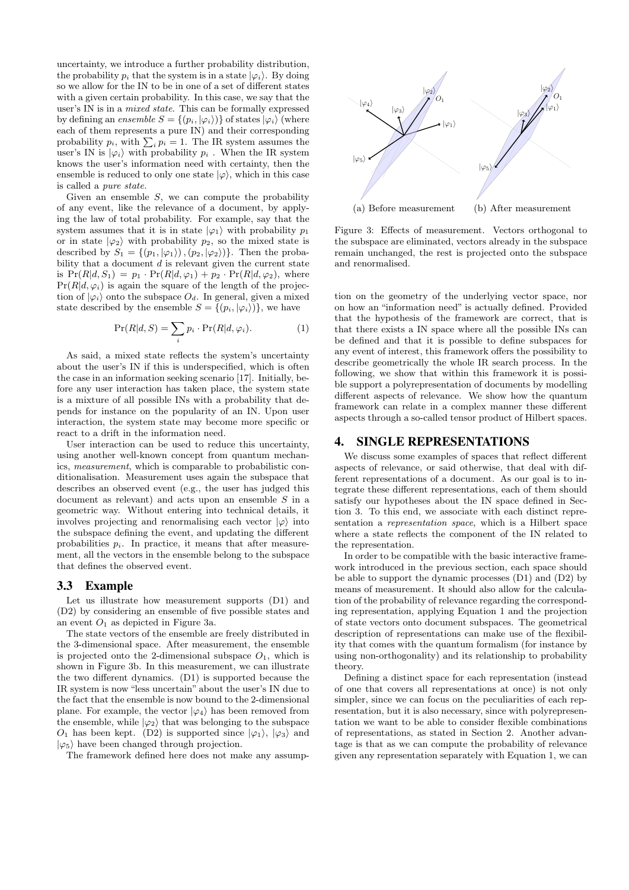uncertainty, we introduce a further probability distribution, the probability $p_i$ that the system is in a state $|\varphi_i\rangle$. By doing so we allow for the IN to be in one of a set of different states with a given certain probability. In this case, we say that the user's IN is in a *mixed state*. This can be formally expressed by defining an *ensemble* $S = \{(p_i, |\varphi_i\rangle)\}$ of states $|\varphi_i\rangle$ (where each of them represents a pure IN) and their corresponding probability $p_i$, with $\sum_i p_i = 1$. The IR system assumes the user's IN is $|\varphi_i\rangle$ with probability $p_i$ . When the IR system knows the user's information need with certainty, then the ensemble is reduced to only one state $|\varphi\rangle$, which in this case is called a *pure state.*

Given an ensemble $S$, we can compute the probability of any event, like the relevance of a document, by applying the law of total probability. For example, say that the system assumes that it is in state $|\varphi_1\rangle$ with probability $p_1$ or in state $|\varphi_2\rangle$ with probability $p_2$, so the mixed state is described by $S_1 = \{(p_1, |\varphi_1\rangle), (p_2, |\varphi_2\rangle)\}$. Then the probability that a document $d$ is relevant given the current state is $\Pr(R|d, S_1) = p_1 \cdot \Pr(R|d, \varphi_1) + p_2 \cdot \Pr(R|d, \varphi_2)$, where $\Pr(R|d, \varphi_i)$ is again the square of the length of the projection of $|\varphi_i\rangle$ onto the subspace $O_d$. In general, given a mixed state described by the ensemble $S = \{(p_i, |\varphi_i\rangle)\}$, we have

$$\Pr(R|d, S) = \sum_i p_i \cdot \Pr(R|d, \varphi_i). \tag{1}$$

As said, a mixed state reflects the system's uncertainty about the user's IN if this is underspecified, which is often the case in an information seeking scenario [17]. Initially, before any user interaction has taken place, the system state is a mixture of all possible INs with a probability that depends for instance on the popularity of an IN. Upon user interaction, the system state may become more specific or react to a drift in the information need.

User interaction can be used to reduce this uncertainty, using another well-known concept from quantum mechanics, *measurement*, which is comparable to probabilistic conditionalisation. Measurement uses again the subspace that describes an observed event (e.g., the user has judged this document as relevant) and acts upon an ensemble $S$ in a geometric way. Without entering into technical details, it involves projecting and renormalising each vector $|\varphi\rangle$ into the subspace defining the event, and updating the different probabilities $p_i$. In practice, it means that after measurement, all the vectors in the ensemble belong to the subspace that defines the observed event.

### 3.3 Example

Let us illustrate how measurement supports (D1) and (D2) by considering an ensemble of five possible states and an event $O_1$ as depicted in Figure 3a.

The state vectors of the ensemble are freely distributed in the 3-dimensional space. After measurement, the ensemble is projected onto the 2-dimensional subspace $O_1$, which is shown in Figure 3b. In this measurement, we can illustrate the two different dynamics. (D1) is supported because the IR system is now "less uncertain" about the user's IN due to the fact that the ensemble is now bound to the 2-dimensional plane. For example, the vector $|\varphi_4\rangle$ has been removed from the ensemble, while $|\varphi_2\rangle$ that was belonging to the subspace $O_1$ has been kept. (D2) is supported since $|\varphi_1\rangle$, $|\varphi_3\rangle$ and $|\varphi_5\rangle$ have been changed through projection.

The framework defined here does not make any assumption on the geometry of the underlying vector space, nor on how an "information need" is actually defined. Provided that the hypothesis of the framework are correct, that is that there exists a IN space where all the possible INs can be defined and that it is possible to define subspaces for any event of interest, this framework offers the possibility to describe geometrically the whole IR search process. In the following, we show that within this framework it is possible support a polyrepresentation of documents by modelling different aspects of relevance. We show how the quantum framework can relate in a complex manner these different aspects through a so-called tensor product of Hilbert spaces.

(a) Before measurement (b) After measurement

Figure 3: Effects of measurement. Vectors orthogonal to the subspace are eliminated, vectors already in the subspace remain unchanged, the rest is projected onto the subspace and renormalised.

## 4. SINGLE REPRESENTATIONS

We discuss some examples of spaces that reflect different aspects of relevance, or said otherwise, that deal with different representations of a document. As our goal is to integrate these different representations, each of them should satisfy our hypotheses about the IN space defined in Section 3. To this end, we associate with each distinct representation a *representation space*, which is a Hilbert space where a state reflects the component of the IN related to the representation.

In order to be compatible with the basic interactive framework introduced in the previous section, each space should be able to support the dynamic processes (D1) and (D2) by means of measurement. It should also allow for the calculation of the probability of relevance regarding the corresponding representation, applying Equation 1 and the projection of state vectors onto document subspaces. The geometrical description of representations can make use of the flexibility that comes with the quantum formalism (for instance by using non-orthogonality) and its relationship to probability theory.

Defining a distinct space for each representation (instead of one that covers all representations at once) is not only simpler, since we can focus on the peculiarities of each representation, but it is also necessary, since with polyrepresentation we want to be able to consider flexible combinations of representations, as stated in Section 2. Another advantage is that as we can compute the probability of relevance given any representation separately with Equation 1, we can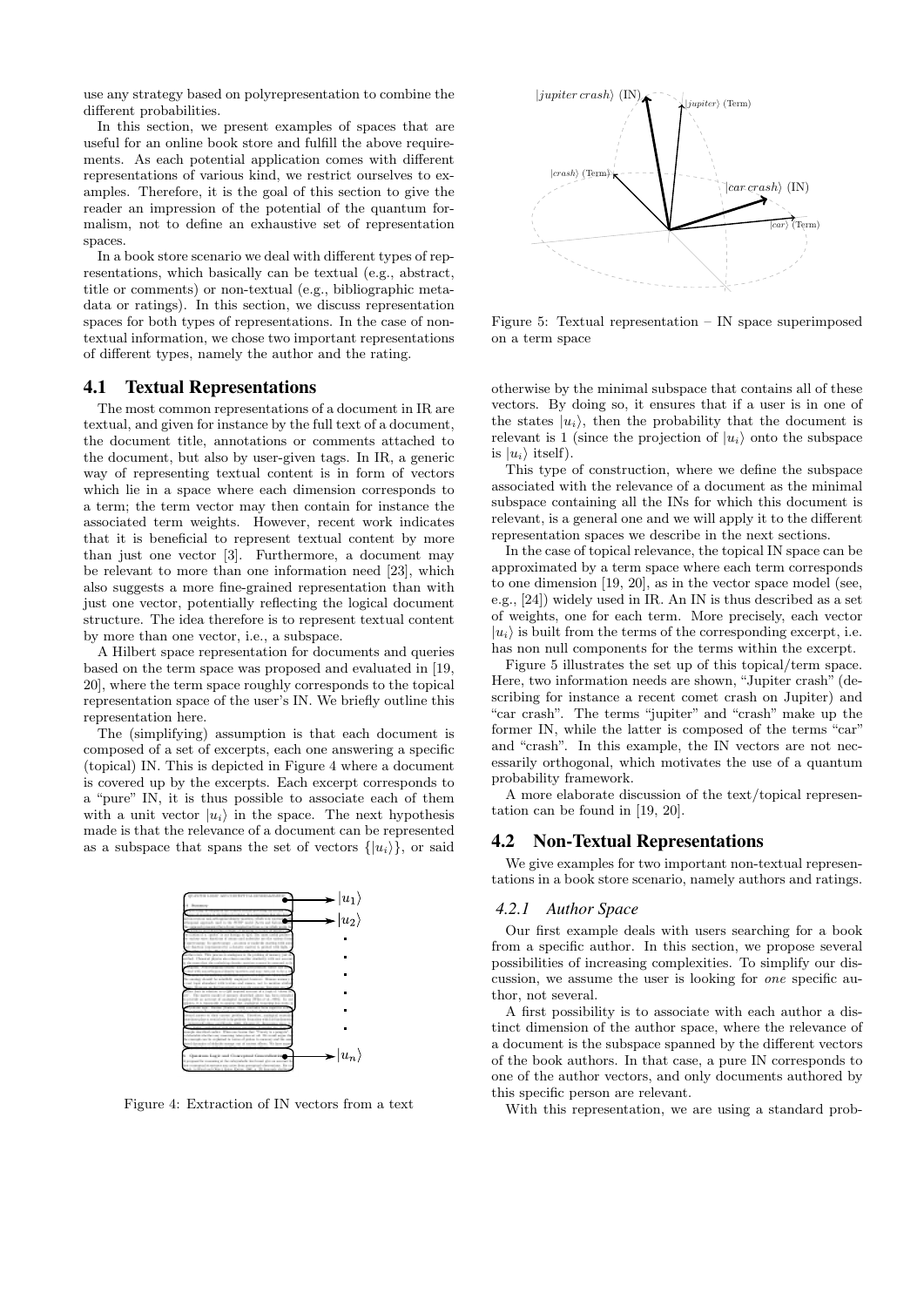use any strategy based on polyrepresentation to combine the different probabilities.

In this section, we present examples of spaces that are useful for an online book store and fulfill the above requirements. As each potential application comes with different representations of various kind, we restrict ourselves to examples. Therefore, it is the goal of this section to give the reader an impression of the potential of the quantum formalism, not to define an exhaustive set of representation spaces.

In a book store scenario we deal with different types of representations, which basically can be textual (e.g., abstract, title or comments) or non-textual (e.g., bibliographic metadata or ratings). In this section, we discuss representation spaces for both types of representations. In the case of non-textual information, we chose two important representations of different types, namely the author and the rating.

## 4.1 Textual Representations

The most common representations of a document in IR are textual, and given for instance by the full text of a document, the document title, annotations or comments attached to the document, but also by user-given tags. In IR, a generic way of representing textual content is in form of vectors which lie in a space where each dimension corresponds to a term; the term vector may then contain for instance the associated term weights. However, recent work indicates that it is beneficial to represent textual content by more than just one vector [3]. Furthermore, a document may be relevant to more than one information need [23], which also suggests a more fine-grained representation than with just one vector, potentially reflecting the logical document structure. The idea therefore is to represent textual content by more than one vector, i.e., a subspace.

A Hilbert space representation for documents and queries based on the term space was proposed and evaluated in [19, 20], where the term space roughly corresponds to the topical representation space of the user's IN. We briefly outline this representation here.

The (simplifying) assumption is that each document is composed of a set of excerpts, each one answering a specific (topical) IN. This is depicted in Figure 4 where a document is covered up by the excerpts. Each excerpt corresponds to a "pure" IN, it is thus possible to associate each of them with a unit vector $|u_i\rangle$ in the space. The next hypothesis made is that the relevance of a document can be represented as a subspace that spans the set of vectors $\{|u_i\rangle\}$, or said otherwise by the minimal subspace that contains all of these vectors. By doing so, it ensures that if a user is in one of the states $|u_i\rangle$, then the probability that the document is relevant is 1 (since the projection of $|u_i\rangle$ onto the subspace is $|u_i\rangle$ itself).

Figure 4: Extraction of IN vectors from a text

Figure 5: Textual representation – IN space superimposed on a term space

This type of construction, where we define the subspace associated with the relevance of a document as the minimal subspace containing all the INs for which this document is relevant, is a general one and we will apply it to the different representation spaces we describe in the next sections.

In the case of topical relevance, the topical IN space can be approximated by a term space where each term corresponds to one dimension [19, 20], as in the vector space model (see, e.g., [24]) widely used in IR. An IN is thus described as a set of weights, one for each term. More precisely, each vector $|u_i\rangle$ is built from the terms of the corresponding excerpt, i.e. has non null components for the terms within the excerpt.

Figure 5 illustrates the set up of this topical/term space. Here, two information needs are shown, "Jupiter crash" (describing for instance a recent comet crash on Jupiter) and "car crash". The terms "jupiter" and "crash" make up the former IN, while the latter is composed of the terms "car" and "crash". In this example, the IN vectors are not necessarily orthogonal, which motivates the use of a quantum probability framework.

A more elaborate discussion of the text/topical representation can be found in [19, 20].

## 4.2 Non-Textual Representations

We give examples for two important non-textual representations in a book store scenario, namely authors and ratings.

### *4.2.1 Author Space*

Our first example deals with users searching for a book from a specific author. In this section, we propose several possibilities of increasing complexities. To simplify our discussion, we assume the user is looking for *one* specific author, not several.

A first possibility is to associate with each author a distinct dimension of the author space, where the relevance of a document is the subspace spanned by the different vectors of the book authors. In that case, a pure IN corresponds to one of the author vectors, and only documents authored by this specific person are relevant.

With this representation, we are using a standard prob-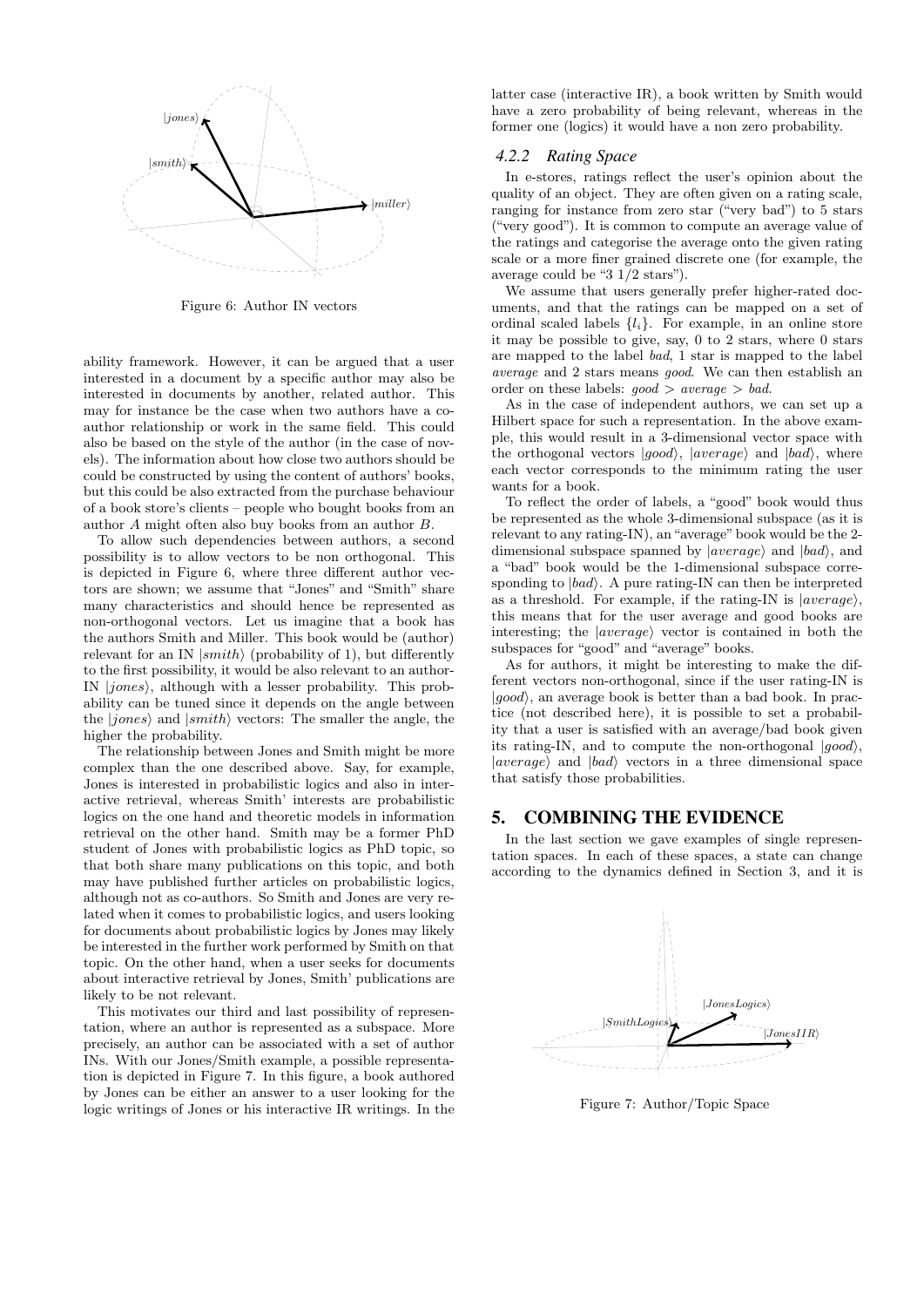Figure 6: Author IN vectors

ability framework. However, it can be argued that a user interested in a document by a specific author may also be interested in documents by another, related author. This may for instance be the case when two authors have a co-author relationship or work in the same field. This could also be based on the style of the author (in the case of novels). The information about how close two authors should be could be constructed by using the content of authors' books, but this could be also extracted from the purchase behaviour of a book store's clients – people who bought books from an author $A$ might often also buy books from an author $B$.

To allow such dependencies between authors, a second possibility is to allow vectors to be non orthogonal. This is depicted in Figure 6, where three different author vectors are shown; we assume that "Jones" and "Smith" share many characteristics and should hence be represented as non-orthogonal vectors. Let us imagine that a book has the authors Smith and Miller. This book would be (author) relevant for an IN $|smith\rangle$ (probability of 1), but differently to the first possibility, it would be also relevant to an author-IN $|jones\rangle$, although with a lesser probability. This probability can be tuned since it depends on the angle between the $|jones\rangle$ and $|smith\rangle$ vectors: The smaller the angle, the higher the probability.

The relationship between Jones and Smith might be more complex than the one described above. Say, for example, Jones is interested in probabilistic logics and also in interactive retrieval, whereas Smith' interests are probabilistic logics on the one hand and theoretic models in information retrieval on the other hand. Smith may be a former PhD student of Jones with probabilistic logics as PhD topic, so that both share many publications on this topic, and both may have published further articles on probabilistic logics, although not as co-authors. So Smith and Jones are very related when it comes to probabilistic logics, and users looking for documents about probabilistic logics by Jones may likely be interested in the further work performed by Smith on that topic. On the other hand, when a user seeks for documents about interactive retrieval by Jones, Smith' publications are likely to be not relevant.

This motivates our third and last possibility of representation, where an author is represented as a subspace. More precisely, an author can be associated with a set of author INs. With our Jones/Smith example, a possible representation is depicted in Figure 7. In this figure, a book authored by Jones can be either an answer to a user looking for the logic writings of Jones or his interactive IR writings. In the latter case (interactive IR), a book written by Smith would have a zero probability of being relevant, whereas in the former one (logics) it would have a non zero probability.

### 4.2.2 Rating Space

In e-stores, ratings reflect the user's opinion about the quality of an object. They are often given on a rating scale, ranging for instance from zero star ("very bad") to 5 stars ("very good"). It is common to compute an average value of the ratings and categorise the average onto the given rating scale or a more finer grained discrete one (for example, the average could be "3 1/2 stars").

We assume that users generally prefer higher-rated documents, and that the ratings can be mapped on a set of ordinal scaled labels $\{l_i\}$. For example, in an online store it may be possible to give, say, 0 to 2 stars, where 0 stars are mapped to the label *bad*, 1 star is mapped to the label *average* and 2 stars means *good*. We can then establish an order on these labels: *good* > *average* > *bad*.

As in the case of independent authors, we can set up a Hilbert space for such a representation. In the above example, this would result in a 3-dimensional vector space with the orthogonal vectors $|good\rangle$, $|average\rangle$ and $|bad\rangle$, where each vector corresponds to the minimum rating the user wants for a book.

To reflect the order of labels, a "good" book would thus be represented as the whole 3-dimensional subspace (as it is relevant to any rating-IN), an "average" book would be the 2-dimensional subspace spanned by $|average\rangle$ and $|bad\rangle$, and a "bad" book would be the 1-dimensional subspace corresponding to $|bad\rangle$. A pure rating-IN can then be interpreted as a threshold. For example, if the rating-IN is $|average\rangle$, this means that for the user average and good books are interesting; the $|average\rangle$ vector is contained in both the subspaces for "good" and "average" books.

As for authors, it might be interesting to make the different vectors non-orthogonal, since if the user rating-IN is $|good\rangle$, an average book is better than a bad book. In practice (not described here), it is possible to set a probability that a user is satisfied with an average/bad book given its rating-IN, and to compute the non-orthogonal $|good\rangle$, $|average\rangle$ and $|bad\rangle$ vectors in a three dimensional space that satisfy those probabilities.

## 5. COMBINING THE EVIDENCE

In the last section we gave examples of single representation spaces. In each of these spaces, a state can change according to the dynamics defined in Section 3, and it is

Figure 7: Author/Topic Space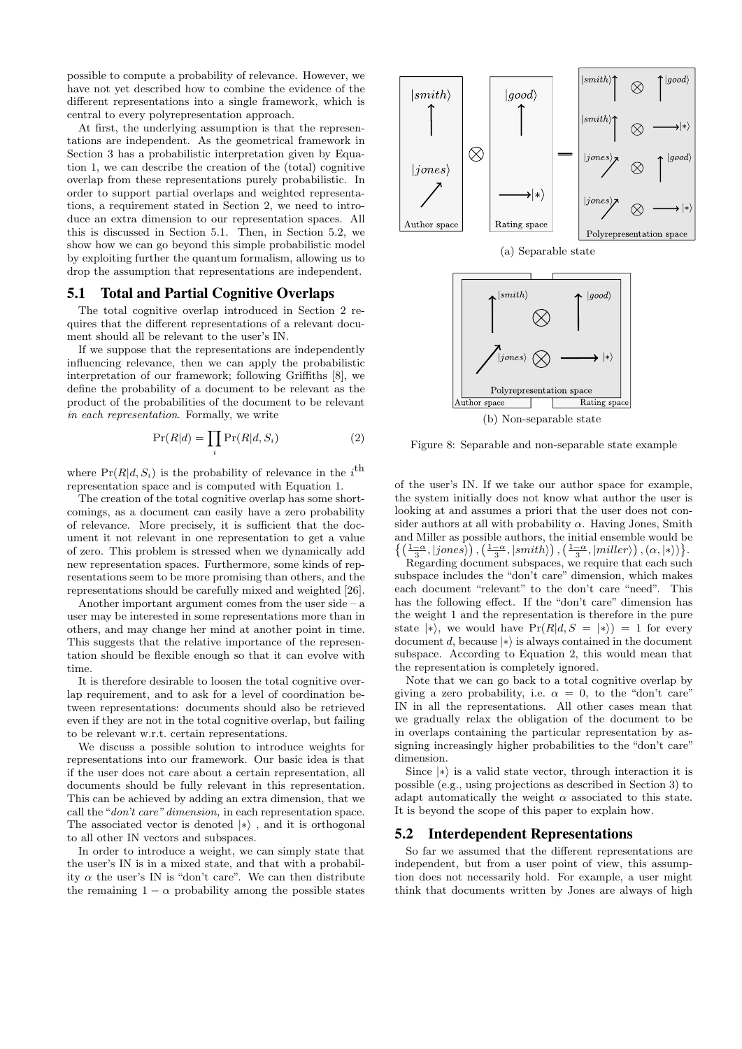possible to compute a probability of relevance. However, we have not yet described how to combine the evidence of the different representations into a single framework, which is central to every polyrepresentation approach.

At first, the underlying assumption is that the representations are independent. As the geometrical framework in Section 3 has a probabilistic interpretation given by Equation 1, we can describe the creation of the (total) cognitive overlap from these representations purely probabilistic. In order to support partial overlaps and weighted representations, a requirement stated in Section 2, we need to introduce an extra dimension to our representation spaces. All this is discussed in Section 5.1. Then, in Section 5.2, we show how we can go beyond this simple probabilistic model by exploiting further the quantum formalism, allowing us to drop the assumption that representations are independent.

## 5.1 Total and Partial Cognitive Overlaps

The total cognitive overlap introduced in Section 2 requires that the different representations of a relevant document should all be relevant to the user's IN.

If we suppose that the representations are independently influencing relevance, then we can apply the probabilistic interpretation of our framework; following Griffiths [8], we define the probability of a document to be relevant as the product of the probabilities of the document to be relevant *in each representation*. Formally, we write

$$\Pr(R|d) = \prod_i \Pr(R|d, S_i) \qquad (2)$$

where $\Pr(R|d, S_i)$ is the probability of relevance in the $i^{\text{th}}$ representation space and is computed with Equation 1.

The creation of the total cognitive overlap has some shortcomings, as a document can easily have a zero probability of relevance. More precisely, it is sufficient that the document it not relevant in one representation to get a value of zero. This problem is stressed when we dynamically add new representation spaces. Furthermore, some kinds of representations seem to be more promising than others, and the representations should be carefully mixed and weighted [26].

Another important argument comes from the user side – a user may be interested in some representations more than in others, and may change her mind at another point in time. This suggests that the relative importance of the representation should be flexible enough so that it can evolve with time.

It is therefore desirable to loosen the total cognitive overlap requirement, and to ask for a level of coordination between representations: documents should also be retrieved even if they are not in the total cognitive overlap, but failing to be relevant w.r.t. certain representations.

We discuss a possible solution to introduce weights for representations into our framework. Our basic idea is that if the user does not care about a certain representation, all documents should be fully relevant in this representation. This can be achieved by adding an extra dimension, that we call the "*don't care" dimension,* in each representation space. The associated vector is denoted $|*\rangle$ , and it is orthogonal to all other IN vectors and subspaces.

In order to introduce a weight, we can simply state that the user's IN is in a mixed state, and that with a probability $\alpha$ the user's IN is "don't care". We can then distribute the remaining $1 - \alpha$ probability among the possible states

(a) Separable state

(b) Non-separable state

Figure 8: Separable and non-separable state example

of the user's IN. If we take our author space for example, the system initially does not know what author the user is looking at and assumes a priori that the user does not consider authors at all with probability $\alpha$. Having Jones, Smith and Miller as possible authors, the initial ensemble would be $\left\{\left(\frac{1-\alpha}{3}, |jones\rangle\right), \left(\frac{1-\alpha}{3}, |smith\rangle\right), \left(\frac{1-\alpha}{3}, |miller\rangle\right), (\alpha, |*\rangle)\right\}$.

Regarding document subspaces, we require that each such subspace includes the "don't care" dimension, which makes each document "relevant" to the don't care "need". This has the following effect. If the "don't care" dimension has the weight 1 and the representation is therefore in the pure state $|*\rangle$, we would have $\Pr(R|d, S = |*\rangle) = 1$ for every document $d$, because $|*\rangle$ is always contained in the document subspace. According to Equation 2, this would mean that the representation is completely ignored.

Note that we can go back to a total cognitive overlap by giving a zero probability, i.e. $\alpha = 0$, to the "don't care" IN in all the representations. All other cases mean that we gradually relax the obligation of the document to be in overlaps containing the particular representation by assigning increasingly higher probabilities to the "don't care" dimension.

Since $|*\rangle$ is a valid state vector, through interaction it is possible (e.g., using projections as described in Section 3) to adapt automatically the weight $\alpha$ associated to this state. It is beyond the scope of this paper to explain how.

## 5.2 Interdependent Representations

So far we assumed that the different representations are independent, but from a user point of view, this assumption does not necessarily hold. For example, a user might think that documents written by Jones are always of high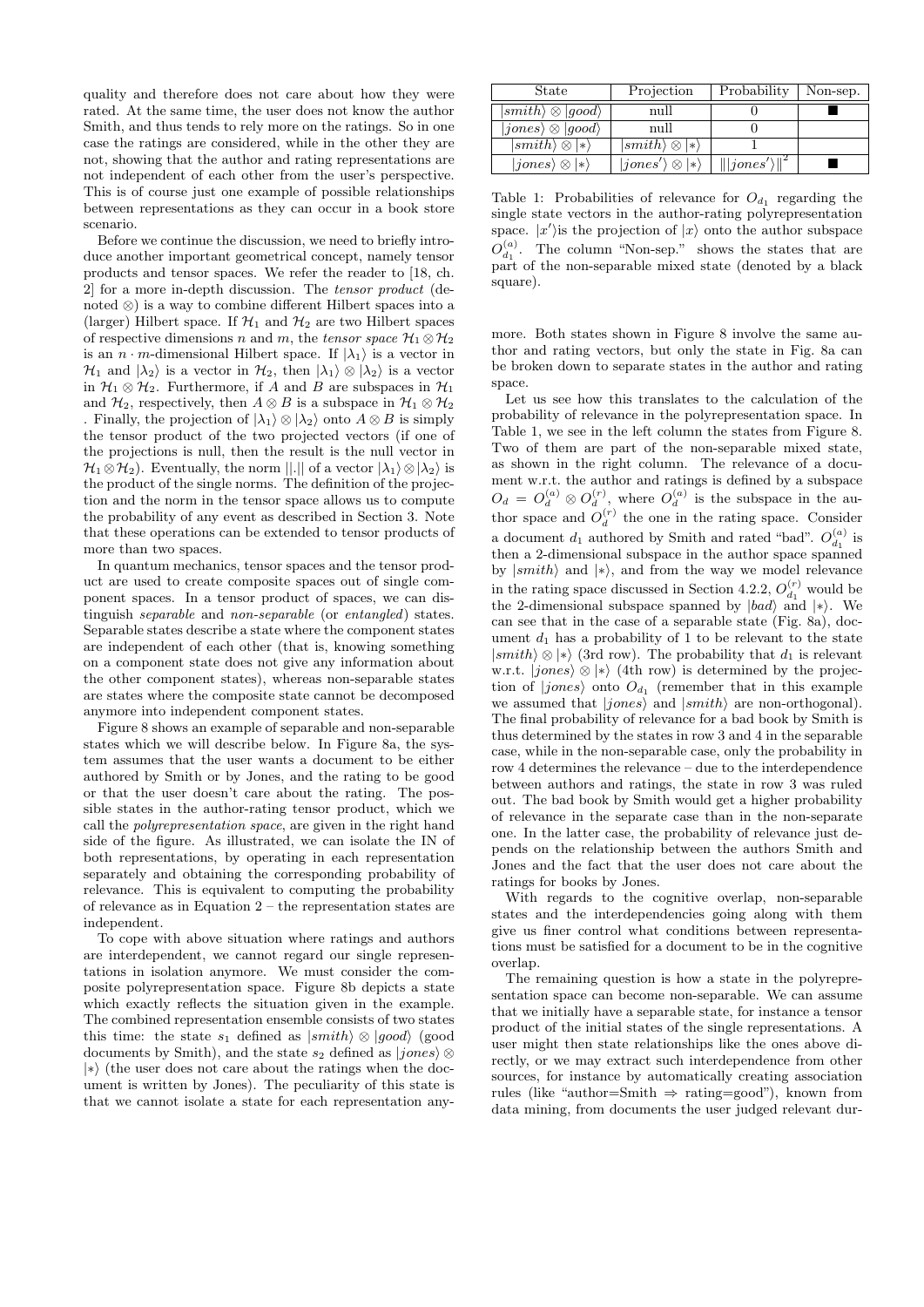quality and therefore does not care about how they were rated. At the same time, the user does not know the author Smith, and thus tends to rely more on the ratings. So in one case the ratings are considered, while in the other they are not, showing that the author and rating representations are not independent of each other from the user's perspective. This is of course just one example of possible relationships between representations as they can occur in a book store scenario.

Before we continue the discussion, we need to briefly introduce another important geometrical concept, namely tensor products and tensor spaces. We refer the reader to [18, ch. 2] for a more in-depth discussion. The *tensor product* (denoted $\otimes$) is a way to combine different Hilbert spaces into a (larger) Hilbert space. If $\mathcal{H}_1$ and $\mathcal{H}_2$ are two Hilbert spaces of respective dimensions $n$ and $m$, the *tensor space* $\mathcal{H}_1 \otimes \mathcal{H}_2$ is an $n \cdot m$-dimensional Hilbert space. If $|\lambda_1\rangle$ is a vector in $\mathcal{H}_1$ and $|\lambda_2\rangle$ is a vector in $\mathcal{H}_2$, then $|\lambda_1\rangle \otimes |\lambda_2\rangle$ is a vector in $\mathcal{H}_1 \otimes \mathcal{H}_2$. Furthermore, if $A$ and $B$ are subspaces in $\mathcal{H}_1$ and $\mathcal{H}_2$, respectively, then $A \otimes B$ is a subspace in $\mathcal{H}_1 \otimes \mathcal{H}_2$ . Finally, the projection of $|\lambda_1\rangle \otimes |\lambda_2\rangle$ onto $A \otimes B$ is simply the tensor product of the two projected vectors (if one of the projections is null, then the result is the null vector in $\mathcal{H}_1 \otimes \mathcal{H}_2$). Eventually, the norm $||.||$ of a vector $|\lambda_1\rangle \otimes |\lambda_2\rangle$ is the product of the single norms. The definition of the projection and the norm in the tensor space allows us to compute the probability of any event as described in Section 3. Note that these operations can be extended to tensor products of more than two spaces.

In quantum mechanics, tensor spaces and the tensor product are used to create composite spaces out of single component spaces. In a tensor product of spaces, we can distinguish *separable* and *non-separable* (or *entangled*) states. Separable states describe a state where the component states are independent of each other (that is, knowing something on a component state does not give any information about the other component states), whereas non-separable states are states where the composite state cannot be decomposed anymore into independent component states.

Figure 8 shows an example of separable and non-separable states which we will describe below. In Figure 8a, the system assumes that the user wants a document to be either authored by Smith or by Jones, and the rating to be good or that the user doesn't care about the rating. The possible states in the author-rating tensor product, which we call the *polyrepresentation space*, are given in the right hand side of the figure. As illustrated, we can isolate the IN of both representations, by operating in each representation separately and obtaining the corresponding probability of relevance. This is equivalent to computing the probability of relevance as in Equation 2 – the representation states are independent.

To cope with above situation where ratings and authors are interdependent, we cannot regard our single representations in isolation anymore. We must consider the composite polyrepresentation space. Figure 8b depicts a state which exactly reflects the situation given in the example. The combined representation ensemble consists of two states this time: the state $s_1$ defined as $|smith\rangle \otimes |good\rangle$ (good documents by Smith), and the state $s_2$ defined as $|jones\rangle \otimes |*\rangle$ (the user does not care about the ratings when the document is written by Jones). The peculiarity of this state is that we cannot isolate a state for each representation anymore. Both states shown in Figure 8 involve the same author and rating vectors, but only the state in Fig. 8a can be broken down to separate states in the author and rating space.

| State | Projection | Probability | Non-sep. |
|---|---|---|---|
| $\|smith\rangle \otimes \|good\rangle$ | null | 0 | ■ |
| $\|jones\rangle \otimes \|good\rangle$ | null | 0 | |
| $\|smith\rangle \otimes \|*\rangle$ | $\|smith\rangle \otimes \|*\rangle$ | 1 | |
| $\|jones\rangle \otimes \|*\rangle$ | $\|jones'\rangle \otimes \|*\rangle$ | $\\|\|jones'\rangle\\|^2$ | ■ |

Table 1: Probabilities of relevance for $O_{d_1}$ regarding the single state vectors in the author-rating polyrepresentation space. $|x'\rangle$is the projection of $|x\rangle$ onto the author subspace $O_{d_1}^{(a)}$. The column "Non-sep." shows the states that are part of the non-separable mixed state (denoted by a black square).

Let us see how this translates to the calculation of the probability of relevance in the polyrepresentation space. In Table 1, we see in the left column the states from Figure 8. Two of them are part of the non-separable mixed state, as shown in the right column. The relevance of a document w.r.t. the author and ratings is defined by a subspace $O_d = O_d^{(a)} \otimes O_d^{(r)}$, where $O_d^{(a)}$ is the subspace in the author space and $O_d^{(r)}$ the one in the rating space. Consider a document $d_1$ authored by Smith and rated "bad". $O_{d_1}^{(a)}$ is then a 2-dimensional subspace in the author space spanned by $|smith\rangle$ and $|*\rangle$, and from the way we model relevance in the rating space discussed in Section 4.2.2, $O_{d_1}^{(r)}$ would be the 2-dimensional subspace spanned by $|bad\rangle$ and $|*\rangle$. We can see that in the case of a separable state (Fig. 8a), document $d_1$ has a probability of 1 to be relevant to the state $|smith\rangle \otimes |*\rangle$ (3rd row). The probability that $d_1$ is relevant w.r.t. $|jones\rangle \otimes |*\rangle$ (4th row) is determined by the projection of $|jones\rangle$ onto $O_{d_1}$ (remember that in this example we assumed that $|jones\rangle$ and $|smith\rangle$ are non-orthogonal). The final probability of relevance for a bad book by Smith is thus determined by the states in row 3 and 4 in the separable case, while in the non-separable case, only the probability in row 4 determines the relevance – due to the interdependence between authors and ratings, the state in row 3 was ruled out. The bad book by Smith would get a higher probability of relevance in the separate case than in the non-separate one. In the latter case, the probability of relevance just depends on the relationship between the authors Smith and Jones and the fact that the user does not care about the ratings for books by Jones.

With regards to the cognitive overlap, non-separable states and the interdependencies going along with them give us finer control what conditions between representations must be satisfied for a document to be in the cognitive overlap.

The remaining question is how a state in the polyrepresentation space can become non-separable. We can assume that we initially have a separable state, for instance a tensor product of the initial states of the single representations. A user might then state relationships like the ones above directly, or we may extract such interdependence from other sources, for instance by automatically creating association rules (like "author=Smith $\Rightarrow$ rating=good"), known from data mining, from documents the user judged relevant dur-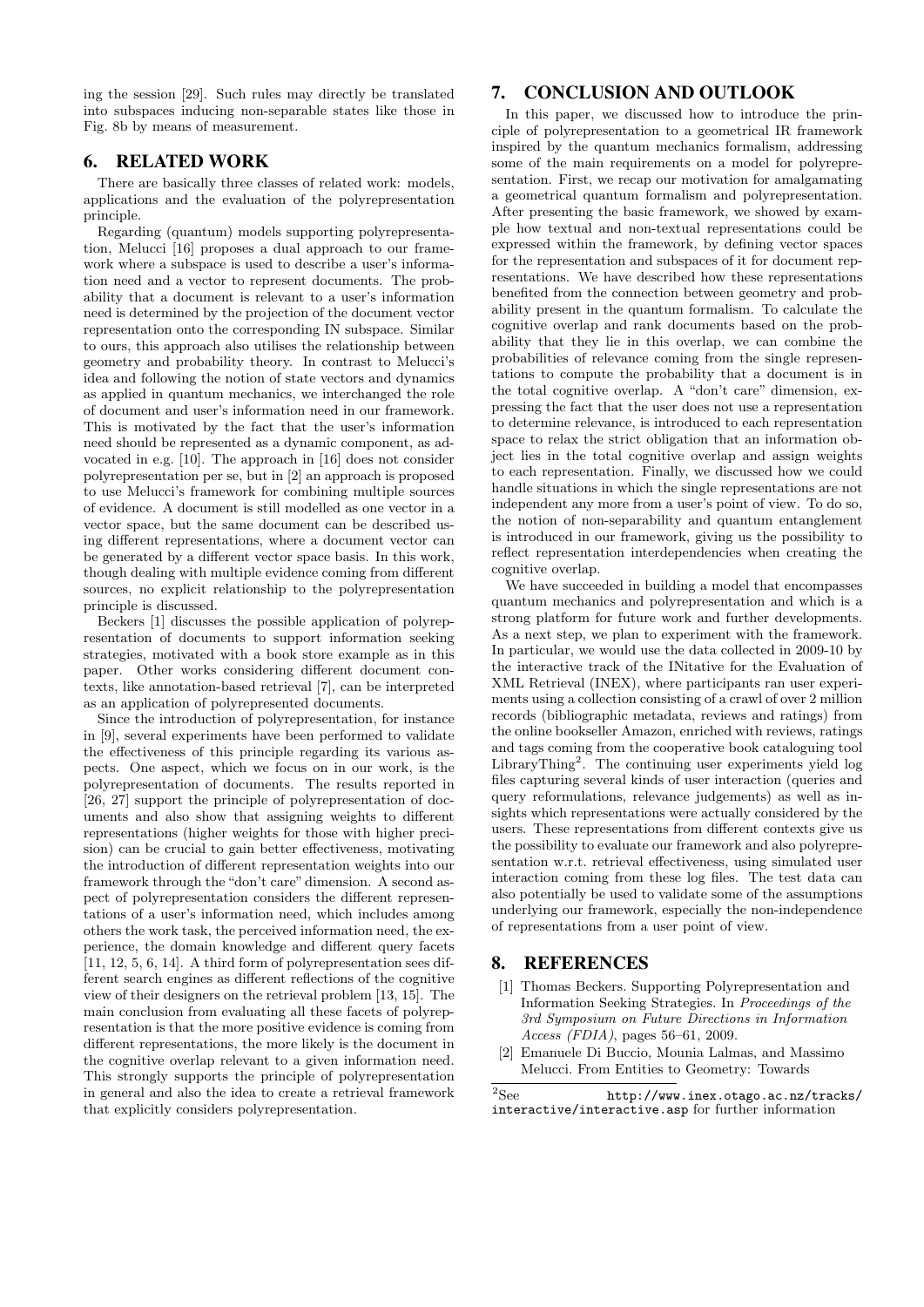ing the session [29]. Such rules may directly be translated into subspaces inducing non-separable states like those in Fig. 8b by means of measurement.

## 6. RELATED WORK

There are basically three classes of related work: models, applications and the evaluation of the polyrepresentation principle.

Regarding (quantum) models supporting polyrepresentation, Melucci [16] proposes a dual approach to our framework where a subspace is used to describe a user's information need and a vector to represent documents. The probability that a document is relevant to a user's information need is determined by the projection of the document vector representation onto the corresponding IN subspace. Similar to ours, this approach also utilises the relationship between geometry and probability theory. In contrast to Melucci's idea and following the notion of state vectors and dynamics as applied in quantum mechanics, we interchanged the role of document and user's information need in our framework. This is motivated by the fact that the user's information need should be represented as a dynamic component, as advocated in e.g. [10]. The approach in [16] does not consider polyrepresentation per se, but in [2] an approach is proposed to use Melucci's framework for combining multiple sources of evidence. A document is still modelled as one vector in a vector space, but the same document can be described using different representations, where a document vector can be generated by a different vector space basis. In this work, though dealing with multiple evidence coming from different sources, no explicit relationship to the polyrepresentation principle is discussed.

Beckers [1] discusses the possible application of polyrepresentation of documents to support information seeking strategies, motivated with a book store example as in this paper. Other works considering different document contexts, like annotation-based retrieval [7], can be interpreted as an application of polyrepresented documents.

Since the introduction of polyrepresentation, for instance in [9], several experiments have been performed to validate the effectiveness of this principle regarding its various aspects. One aspect, which we focus on in our work, is the polyrepresentation of documents. The results reported in [26, 27] support the principle of polyrepresentation of documents and also show that assigning weights to different representations (higher weights for those with higher precision) can be crucial to gain better effectiveness, motivating the introduction of different representation weights into our framework through the "don't care" dimension. A second aspect of polyrepresentation considers the different representations of a user's information need, which includes among others the work task, the perceived information need, the experience, the domain knowledge and different query facets [11, 12, 5, 6, 14]. A third form of polyrepresentation sees different search engines as different reflections of the cognitive view of their designers on the retrieval problem [13, 15]. The main conclusion from evaluating all these facets of polyrepresentation is that the more positive evidence is coming from different representations, the more likely is the document in the cognitive overlap relevant to a given information need. This strongly supports the principle of polyrepresentation in general and also the idea to create a retrieval framework that explicitly considers polyrepresentation.

## 7. CONCLUSION AND OUTLOOK

In this paper, we discussed how to introduce the principle of polyrepresentation to a geometrical IR framework inspired by the quantum mechanics formalism, addressing some of the main requirements on a model for polyrepresentation. First, we recap our motivation for amalgamating a geometrical quantum formalism and polyrepresentation. After presenting the basic framework, we showed by example how textual and non-textual representations could be expressed within the framework, by defining vector spaces for the representation and subspaces of it for document representations. We have described how these representations benefited from the connection between geometry and probability present in the quantum formalism. To calculate the cognitive overlap and rank documents based on the probability that they lie in this overlap, we can combine the probabilities of relevance coming from the single representations to compute the probability that a document is in the total cognitive overlap. A "don't care" dimension, expressing the fact that the user does not use a representation to determine relevance, is introduced to each representation space to relax the strict obligation that an information object lies in the total cognitive overlap and assign weights to each representation. Finally, we discussed how we could handle situations in which the single representations are not independent any more from a user's point of view. To do so, the notion of non-separability and quantum entanglement is introduced in our framework, giving us the possibility to reflect representation interdependencies when creating the cognitive overlap.

We have succeeded in building a model that encompasses quantum mechanics and polyrepresentation and which is a strong platform for future work and further developments. As a next step, we plan to experiment with the framework. In particular, we would use the data collected in 2009-10 by the interactive track of the INitative for the Evaluation of XML Retrieval (INEX), where participants ran user experiments using a collection consisting of a crawl of over 2 million records (bibliographic metadata, reviews and ratings) from the online bookseller Amazon, enriched with reviews, ratings and tags coming from the cooperative book cataloguing tool LibraryThing[2]. The continuing user experiments yield log files capturing several kinds of user interaction (queries and query reformulations, relevance judgements) as well as insights which representations were actually considered by the users. These representations from different contexts give us the possibility to evaluate our framework and also polyrepresentation w.r.t. retrieval effectiveness, using simulated user interaction coming from these log files. The test data can also potentially be used to validate some of the assumptions underlying our framework, especially the non-independence of representations from a user point of view.

## 8. REFERENCES

[1] Thomas Beckers. Supporting Polyrepresentation and Information Seeking Strategies. In *Proceedings of the 3rd Symposium on Future Directions in Information Access (FDIA)*, pages 56–61, 2009.

[2] Emanuele Di Buccio, Mounia Lalmas, and Massimo Melucci. From Entities to Geometry: Towards

[2] See `http://www.inex.otago.ac.nz/tracks/interactive/interactive.asp` for further information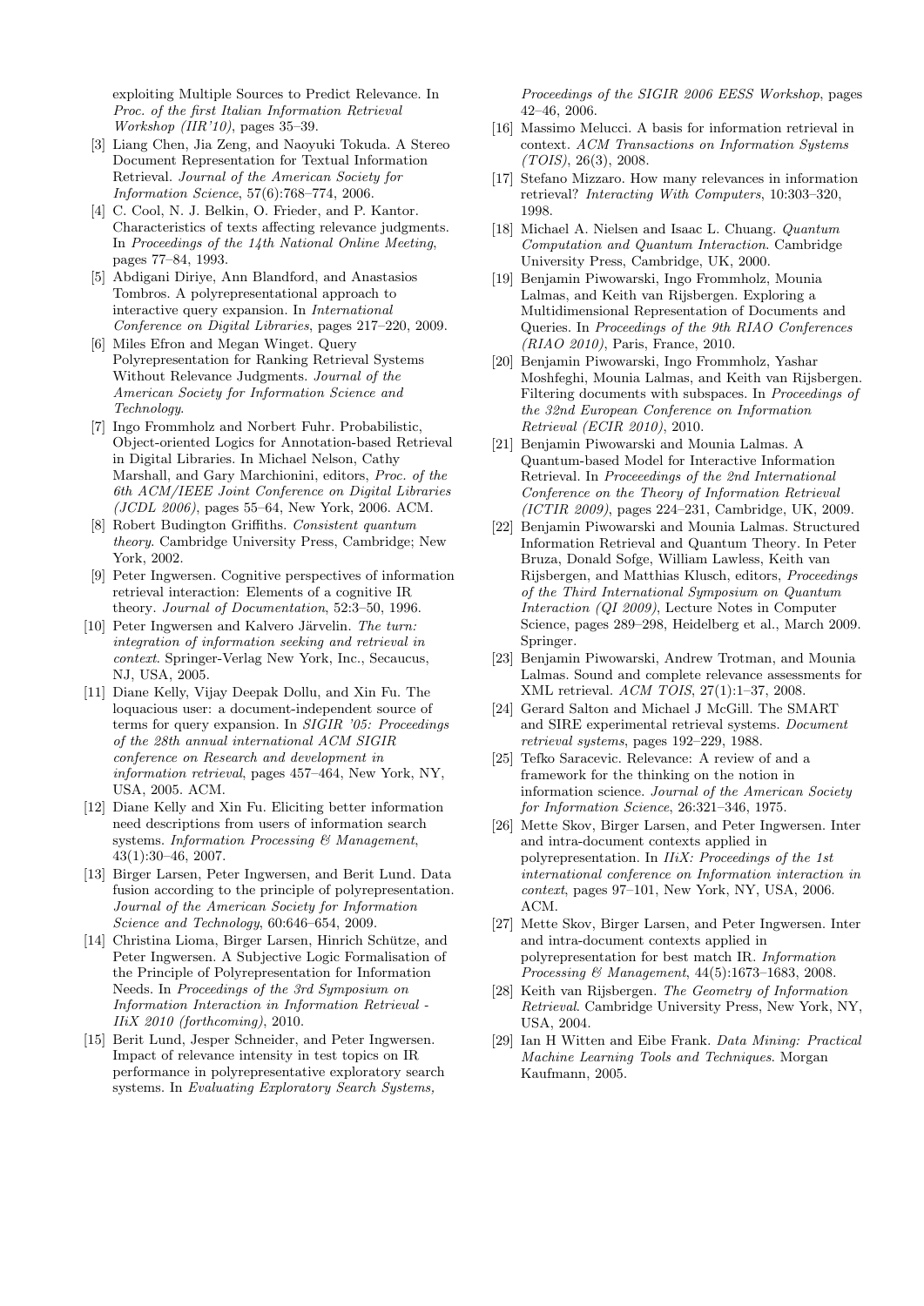exploiting Multiple Sources to Predict Relevance. In *Proc. of the first Italian Information Retrieval Workshop (IIR'10)*, pages 35–39.

[3] Liang Chen, Jia Zeng, and Naoyuki Tokuda. A Stereo Document Representation for Textual Information Retrieval. *Journal of the American Society for Information Science*, 57(6):768–774, 2006.

[4] C. Cool, N. J. Belkin, O. Frieder, and P. Kantor. Characteristics of texts affecting relevance judgments. In *Proceedings of the 14th National Online Meeting*, pages 77–84, 1993.

[5] Abdigani Diriye, Ann Blandford, and Anastasios Tombros. A polyrepresentational approach to interactive query expansion. In *International Conference on Digital Libraries*, pages 217–220, 2009.

[6] Miles Efron and Megan Winget. Query Polyrepresentation for Ranking Retrieval Systems Without Relevance Judgments. *Journal of the American Society for Information Science and Technology*.

[7] Ingo Frommholz and Norbert Fuhr. Probabilistic, Object-oriented Logics for Annotation-based Retrieval in Digital Libraries. In Michael Nelson, Cathy Marshall, and Gary Marchionini, editors, *Proc. of the 6th ACM/IEEE Joint Conference on Digital Libraries (JCDL 2006)*, pages 55–64, New York, 2006. ACM.

[8] Robert Budington Griffiths. *Consistent quantum theory*. Cambridge University Press, Cambridge; New York, 2002.

[9] Peter Ingwersen. Cognitive perspectives of information retrieval interaction: Elements of a cognitive IR theory. *Journal of Documentation*, 52:3–50, 1996.

[10] Peter Ingwersen and Kalvero Järvelin. *The turn: integration of information seeking and retrieval in context*. Springer-Verlag New York, Inc., Secaucus, NJ, USA, 2005.

[11] Diane Kelly, Vijay Deepak Dollu, and Xin Fu. The loquacious user: a document-independent source of terms for query expansion. In *SIGIR '05: Proceedings of the 28th annual international ACM SIGIR conference on Research and development in information retrieval*, pages 457–464, New York, NY, USA, 2005. ACM.

[12] Diane Kelly and Xin Fu. Eliciting better information need descriptions from users of information search systems. *Information Processing & Management*, 43(1):30–46, 2007.

[13] Birger Larsen, Peter Ingwersen, and Berit Lund. Data fusion according to the principle of polyrepresentation. *Journal of the American Society for Information Science and Technology*, 60:646–654, 2009.

[14] Christina Lioma, Birger Larsen, Hinrich Schütze, and Peter Ingwersen. A Subjective Logic Formalisation of the Principle of Polyrepresentation for Information Needs. In *Proceedings of the 3rd Symposium on Information Interaction in Information Retrieval - IIiX 2010 (forthcoming)*, 2010.

[15] Berit Lund, Jesper Schneider, and Peter Ingwersen. Impact of relevance intensity in test topics on IR performance in polyrepresentative exploratory search systems. In *Evaluating Exploratory Search Systems, Proceedings of the SIGIR 2006 EESS Workshop*, pages 42–46, 2006.

[16] Massimo Melucci. A basis for information retrieval in context. *ACM Transactions on Information Systems (TOIS)*, 26(3), 2008.

[17] Stefano Mizzaro. How many relevances in information retrieval? *Interacting With Computers*, 10:303–320, 1998.

[18] Michael A. Nielsen and Isaac L. Chuang. *Quantum Computation and Quantum Interaction*. Cambridge University Press, Cambridge, UK, 2000.

[19] Benjamin Piwowarski, Ingo Frommholz, Mounia Lalmas, and Keith van Rijsbergen. Exploring a Multidimensional Representation of Documents and Queries. In *Proceedings of the 9th RIAO Conferences (RIAO 2010)*, Paris, France, 2010.

[20] Benjamin Piwowarski, Ingo Frommholz, Yashar Moshfeghi, Mounia Lalmas, and Keith van Rijsbergen. Filtering documents with subspaces. In *Proceedings of the 32nd European Conference on Information Retrieval (ECIR 2010)*, 2010.

[21] Benjamin Piwowarski and Mounia Lalmas. A Quantum-based Model for Interactive Information Retrieval. In *Proceeedings of the 2nd International Conference on the Theory of Information Retrieval (ICTIR 2009)*, pages 224–231, Cambridge, UK, 2009.

[22] Benjamin Piwowarski and Mounia Lalmas. Structured Information Retrieval and Quantum Theory. In Peter Bruza, Donald Sofge, William Lawless, Keith van Rijsbergen, and Matthias Klusch, editors, *Proceedings of the Third International Symposium on Quantum Interaction (QI 2009)*, Lecture Notes in Computer Science, pages 289–298, Heidelberg et al., March 2009. Springer.

[23] Benjamin Piwowarski, Andrew Trotman, and Mounia Lalmas. Sound and complete relevance assessments for XML retrieval. *ACM TOIS*, 27(1):1–37, 2008.

[24] Gerard Salton and Michael J McGill. The SMART and SIRE experimental retrieval systems. *Document retrieval systems*, pages 192–229, 1988.

[25] Tefko Saracevic. Relevance: A review of and a framework for the thinking on the notion in information science. *Journal of the American Society for Information Science*, 26:321–346, 1975.

[26] Mette Skov, Birger Larsen, and Peter Ingwersen. Inter and intra-document contexts applied in polyrepresentation. In *IIiX: Proceedings of the 1st international conference on Information interaction in context*, pages 97–101, New York, NY, USA, 2006. ACM.

[27] Mette Skov, Birger Larsen, and Peter Ingwersen. Inter and intra-document contexts applied in polyrepresentation for best match IR. *Information Processing & Management*, 44(5):1673–1683, 2008.

[28] Keith van Rijsbergen. *The Geometry of Information Retrieval*. Cambridge University Press, New York, NY, USA, 2004.

[29] Ian H Witten and Eibe Frank. *Data Mining: Practical Machine Learning Tools and Techniques*. Morgan Kaufmann, 2005.